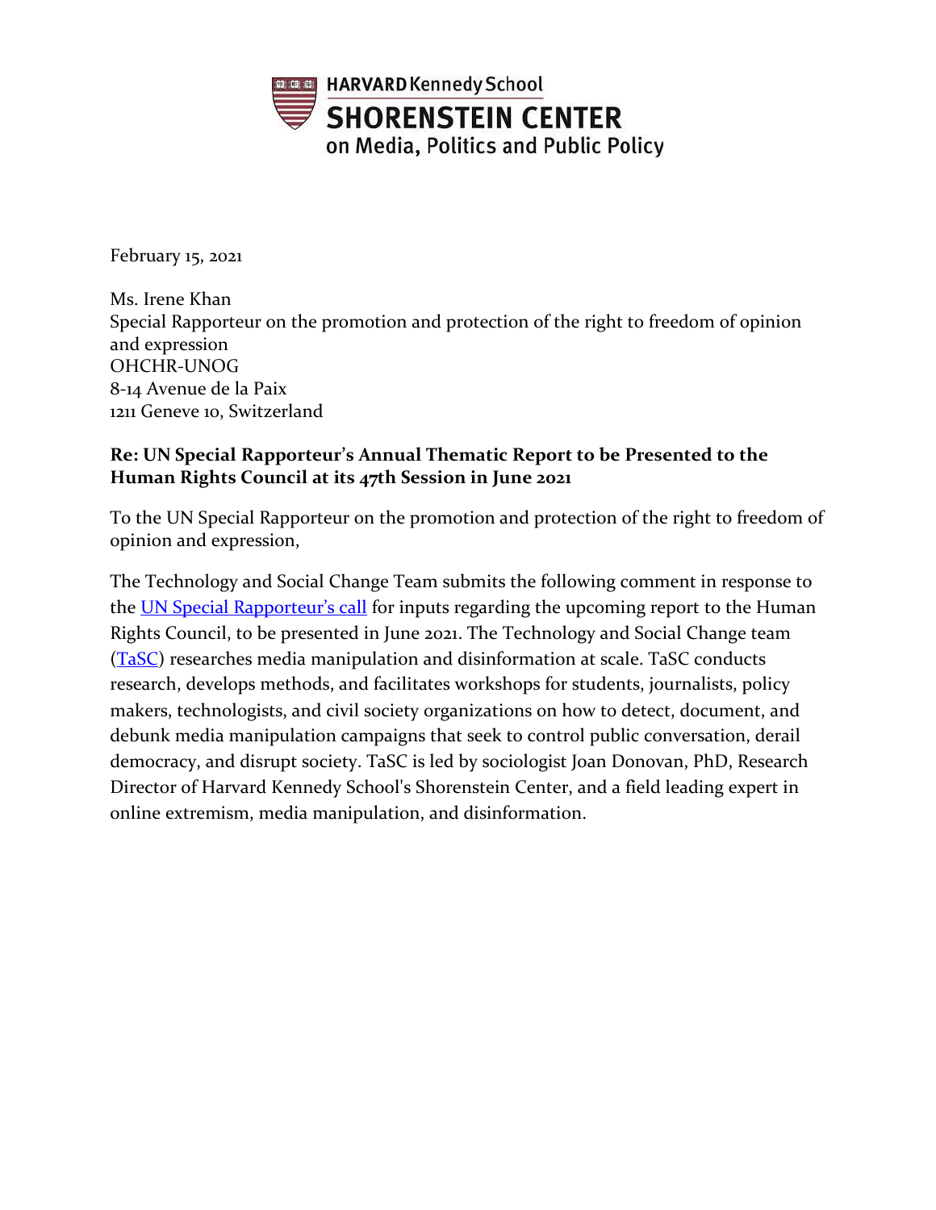HARVARD Kennedy School
SHORENSTEIN CENTER
on Media, Politics and Public Policy

February 15, 2021

Ms. Irene Khan
Special Rapporteur on the promotion and protection of the right to freedom of opinion and expression
OHCHR-UNOG
8-14 Avenue de la Paix
1211 Geneve 10, Switzerland

**Re: UN Special Rapporteur's Annual Thematic Report to be Presented to the Human Rights Council at its 47th Session in June 2021**

To the UN Special Rapporteur on the promotion and protection of the right to freedom of opinion and expression,

The Technology and Social Change Team submits the following comment in response to the UN Special Rapporteur's call for inputs regarding the upcoming report to the Human Rights Council, to be presented in June 2021. The Technology and Social Change team (TaSC) researches media manipulation and disinformation at scale. TaSC conducts research, develops methods, and facilitates workshops for students, journalists, policy makers, technologists, and civil society organizations on how to detect, document, and debunk media manipulation campaigns that seek to control public conversation, derail democracy, and disrupt society. TaSC is led by sociologist Joan Donovan, PhD, Research Director of Harvard Kennedy School's Shorenstein Center, and a field leading expert in online extremism, media manipulation, and disinformation.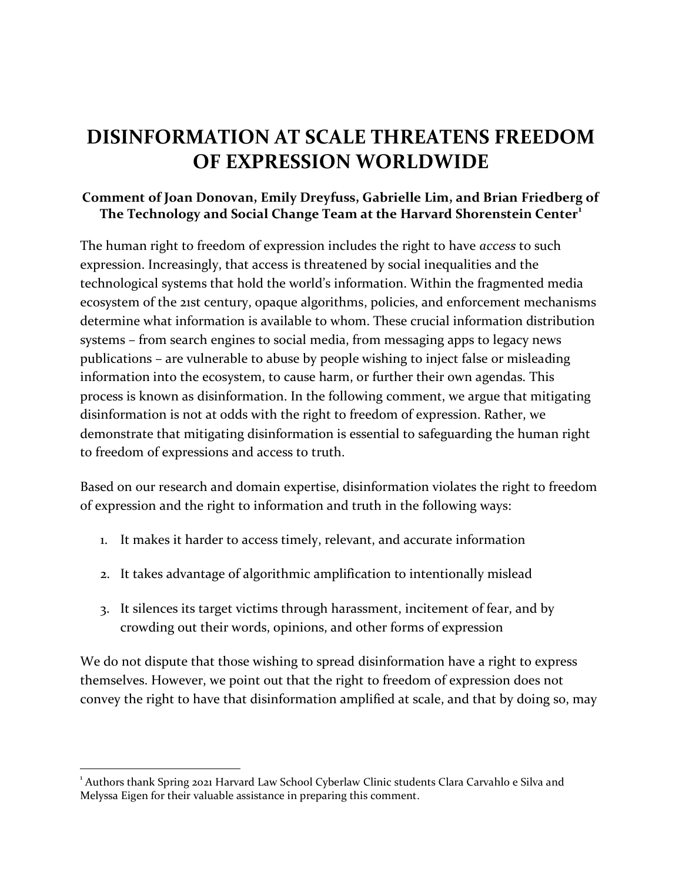# DISINFORMATION AT SCALE THREATENS FREEDOM OF EXPRESSION WORLDWIDE

**Comment of Joan Donovan, Emily Dreyfuss, Gabrielle Lim, and Brian Friedberg of The Technology and Social Change Team at the Harvard Shorenstein Center**[1]

The human right to freedom of expression includes the right to have *access* to such expression. Increasingly, that access is threatened by social inequalities and the technological systems that hold the world's information. Within the fragmented media ecosystem of the 21st century, opaque algorithms, policies, and enforcement mechanisms determine what information is available to whom. These crucial information distribution systems – from search engines to social media, from messaging apps to legacy news publications – are vulnerable to abuse by people wishing to inject false or misleading information into the ecosystem, to cause harm, or further their own agendas. This process is known as disinformation. In the following comment, we argue that mitigating disinformation is not at odds with the right to freedom of expression. Rather, we demonstrate that mitigating disinformation is essential to safeguarding the human right to freedom of expressions and access to truth.

Based on our research and domain expertise, disinformation violates the right to freedom of expression and the right to information and truth in the following ways:

1. It makes it harder to access timely, relevant, and accurate information
2. It takes advantage of algorithmic amplification to intentionally mislead
3. It silences its target victims through harassment, incitement of fear, and by crowding out their words, opinions, and other forms of expression

We do not dispute that those wishing to spread disinformation have a right to express themselves. However, we point out that the right to freedom of expression does not convey the right to have that disinformation amplified at scale, and that by doing so, may

---

[1] Authors thank Spring 2021 Harvard Law School Cyberlaw Clinic students Clara Carvahlo e Silva and Melyssa Eigen for their valuable assistance in preparing this comment.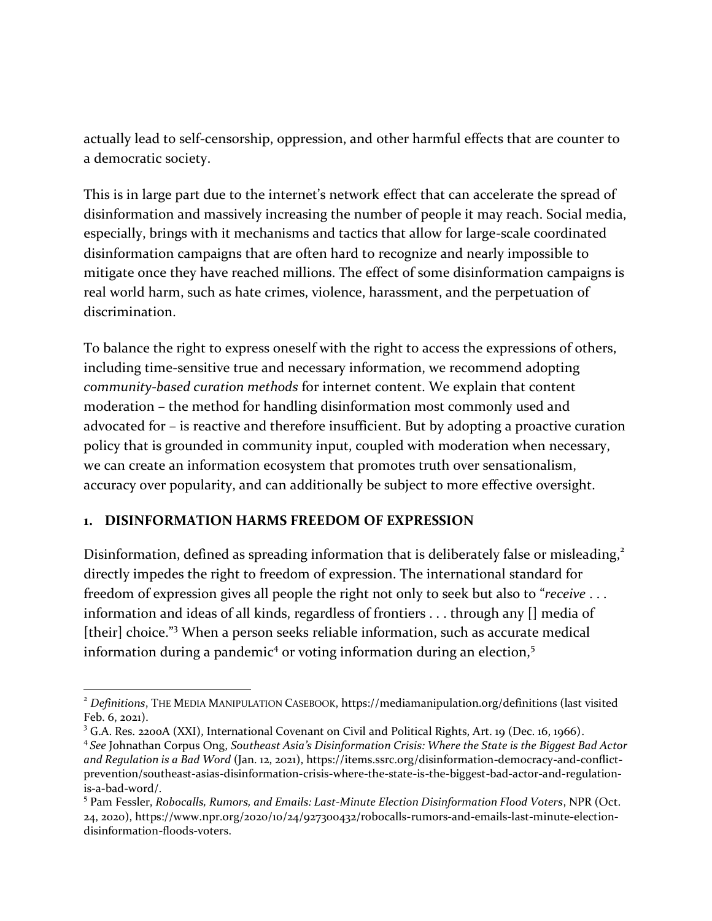actually lead to self-censorship, oppression, and other harmful effects that are counter to a democratic society.

This is in large part due to the internet's network effect that can accelerate the spread of disinformation and massively increasing the number of people it may reach. Social media, especially, brings with it mechanisms and tactics that allow for large-scale coordinated disinformation campaigns that are often hard to recognize and nearly impossible to mitigate once they have reached millions. The effect of some disinformation campaigns is real world harm, such as hate crimes, violence, harassment, and the perpetuation of discrimination.

To balance the right to express oneself with the right to access the expressions of others, including time-sensitive true and necessary information, we recommend adopting *community-based curation methods* for internet content. We explain that content moderation – the method for handling disinformation most commonly used and advocated for – is reactive and therefore insufficient. But by adopting a proactive curation policy that is grounded in community input, coupled with moderation when necessary, we can create an information ecosystem that promotes truth over sensationalism, accuracy over popularity, and can additionally be subject to more effective oversight.

## 1. DISINFORMATION HARMS FREEDOM OF EXPRESSION

Disinformation, defined as spreading information that is deliberately false or misleading,[2] directly impedes the right to freedom of expression. The international standard for freedom of expression gives all people the right not only to seek but also to "*receive* . . . information and ideas of all kinds, regardless of frontiers . . . through any [] media of [their] choice."[3] When a person seeks reliable information, such as accurate medical information during a pandemic[4] or voting information during an election,[5]

---

[2] *Definitions*, THE MEDIA MANIPULATION CASEBOOK, https://mediamanipulation.org/definitions (last visited Feb. 6, 2021).

[3] G.A. Res. 2200A (XXI), International Covenant on Civil and Political Rights, Art. 19 (Dec. 16, 1966).

[4] *See* Johnathan Corpus Ong, *Southeast Asia's Disinformation Crisis: Where the State is the Biggest Bad Actor and Regulation is a Bad Word* (Jan. 12, 2021), https://items.ssrc.org/disinformation-democracy-and-conflict-prevention/southeast-asias-disinformation-crisis-where-the-state-is-the-biggest-bad-actor-and-regulation-is-a-bad-word/.

[5] Pam Fessler, *Robocalls, Rumors, and Emails: Last-Minute Election Disinformation Flood Voters*, NPR (Oct. 24, 2020), https://www.npr.org/2020/10/24/927300432/robocalls-rumors-and-emails-last-minute-election-disinformation-floods-voters.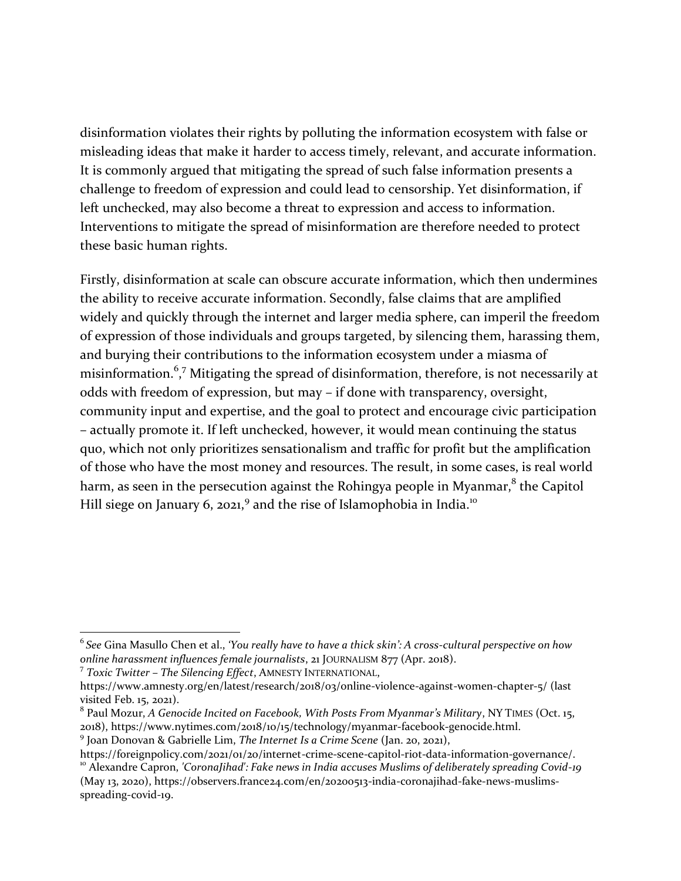disinformation violates their rights by polluting the information ecosystem with false or misleading ideas that make it harder to access timely, relevant, and accurate information. It is commonly argued that mitigating the spread of such false information presents a challenge to freedom of expression and could lead to censorship. Yet disinformation, if left unchecked, may also become a threat to expression and access to information. Interventions to mitigate the spread of misinformation are therefore needed to protect these basic human rights.

Firstly, disinformation at scale can obscure accurate information, which then undermines the ability to receive accurate information. Secondly, false claims that are amplified widely and quickly through the internet and larger media sphere, can imperil the freedom of expression of those individuals and groups targeted, by silencing them, harassing them, and burying their contributions to the information ecosystem under a miasma of misinformation.[6],[7] Mitigating the spread of disinformation, therefore, is not necessarily at odds with freedom of expression, but may – if done with transparency, oversight, community input and expertise, and the goal to protect and encourage civic participation – actually promote it. If left unchecked, however, it would mean continuing the status quo, which not only prioritizes sensationalism and traffic for profit but the amplification of those who have the most money and resources. The result, in some cases, is real world harm, as seen in the persecution against the Rohingya people in Myanmar,[8] the Capitol Hill siege on January 6, 2021,[9] and the rise of Islamophobia in India.[10]

---

[6] *See* Gina Masullo Chen et al., *'You really have to have a thick skin': A cross-cultural perspective on how online harassment influences female journalists*, 21 JOURNALISM 877 (Apr. 2018).

[7] *Toxic Twitter – The Silencing Effect*, AMNESTY INTERNATIONAL, https://www.amnesty.org/en/latest/research/2018/03/online-violence-against-women-chapter-5/ (last visited Feb. 15, 2021).

[8] Paul Mozur, *A Genocide Incited on Facebook, With Posts From Myanmar's Military*, NY TIMES (Oct. 15, 2018), https://www.nytimes.com/2018/10/15/technology/myanmar-facebook-genocide.html.

[9] Joan Donovan & Gabrielle Lim, *The Internet Is a Crime Scene* (Jan. 20, 2021), https://foreignpolicy.com/2021/01/20/internet-crime-scene-capitol-riot-data-information-governance/.

[10] Alexandre Capron, *'CoronaJihad': Fake news in India accuses Muslims of deliberately spreading Covid-19* (May 13, 2020), https://observers.france24.com/en/20200513-india-coronajihad-fake-news-muslims-spreading-covid-19.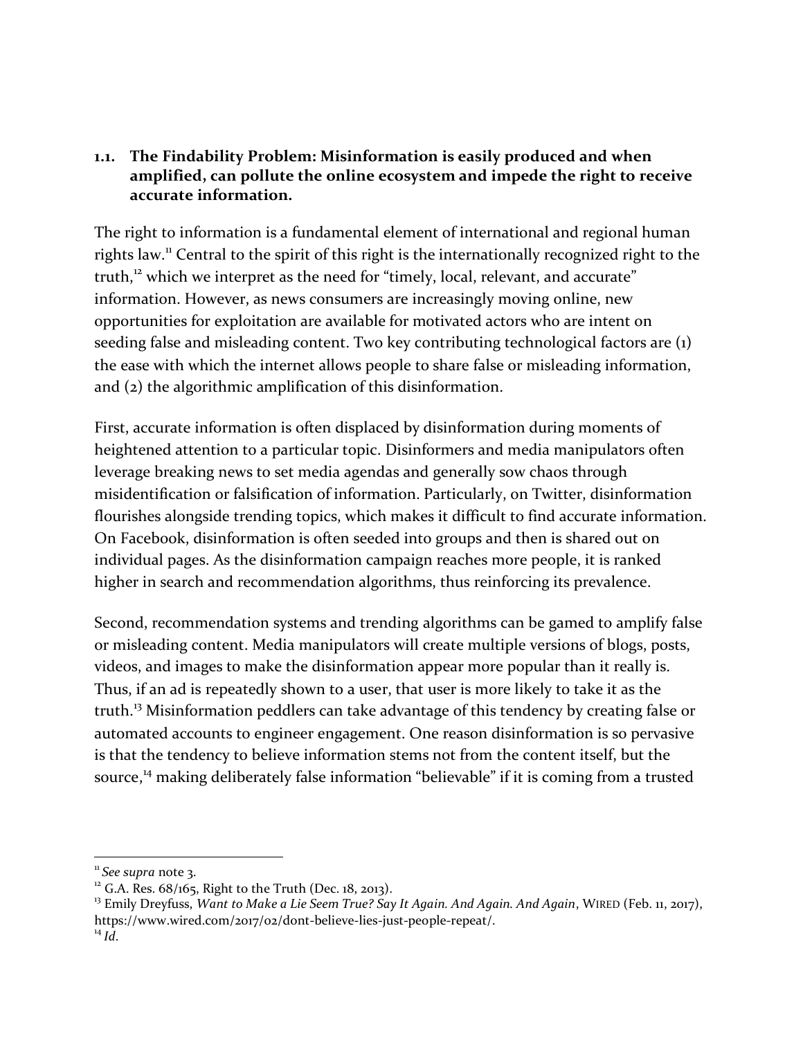### 1.1. The Findability Problem: Misinformation is easily produced and when amplified, can pollute the online ecosystem and impede the right to receive accurate information.

The right to information is a fundamental element of international and regional human rights law.[11] Central to the spirit of this right is the internationally recognized right to the truth,[12] which we interpret as the need for "timely, local, relevant, and accurate" information. However, as news consumers are increasingly moving online, new opportunities for exploitation are available for motivated actors who are intent on seeding false and misleading content. Two key contributing technological factors are (1) the ease with which the internet allows people to share false or misleading information, and (2) the algorithmic amplification of this disinformation.

First, accurate information is often displaced by disinformation during moments of heightened attention to a particular topic. Disinformers and media manipulators often leverage breaking news to set media agendas and generally sow chaos through misidentification or falsification of information. Particularly, on Twitter, disinformation flourishes alongside trending topics, which makes it difficult to find accurate information. On Facebook, disinformation is often seeded into groups and then is shared out on individual pages. As the disinformation campaign reaches more people, it is ranked higher in search and recommendation algorithms, thus reinforcing its prevalence.

Second, recommendation systems and trending algorithms can be gamed to amplify false or misleading content. Media manipulators will create multiple versions of blogs, posts, videos, and images to make the disinformation appear more popular than it really is. Thus, if an ad is repeatedly shown to a user, that user is more likely to take it as the truth.[13] Misinformation peddlers can take advantage of this tendency by creating false or automated accounts to engineer engagement. One reason disinformation is so pervasive is that the tendency to believe information stems not from the content itself, but the source,[14] making deliberately false information "believable" if it is coming from a trusted

---

[11] *See supra* note 3.

[12] G.A. Res. 68/165, Right to the Truth (Dec. 18, 2013).

[13] Emily Dreyfuss, *Want to Make a Lie Seem True? Say It Again. And Again. And Again*, WIRED (Feb. 11, 2017), https://www.wired.com/2017/02/dont-believe-lies-just-people-repeat/.

[14] *Id.*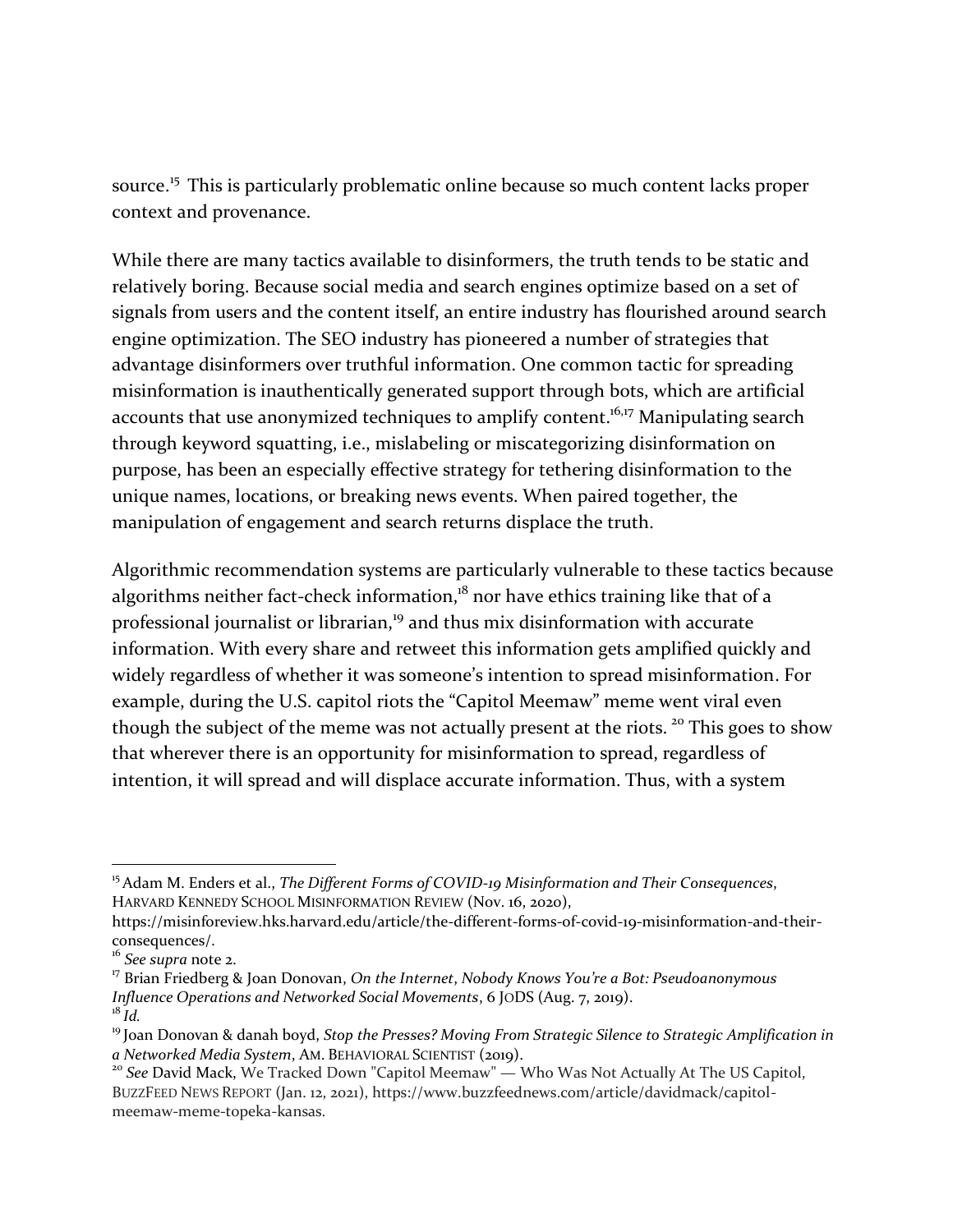source.[15] This is particularly problematic online because so much content lacks proper context and provenance.

While there are many tactics available to disinformers, the truth tends to be static and relatively boring. Because social media and search engines optimize based on a set of signals from users and the content itself, an entire industry has flourished around search engine optimization. The SEO industry has pioneered a number of strategies that advantage disinformers over truthful information. One common tactic for spreading misinformation is inauthentically generated support through bots, which are artificial accounts that use anonymized techniques to amplify content.[16,17] Manipulating search through keyword squatting, i.e., mislabeling or miscategorizing disinformation on purpose, has been an especially effective strategy for tethering disinformation to the unique names, locations, or breaking news events. When paired together, the manipulation of engagement and search returns displace the truth.

Algorithmic recommendation systems are particularly vulnerable to these tactics because algorithms neither fact-check information,[18] nor have ethics training like that of a professional journalist or librarian,[19] and thus mix disinformation with accurate information. With every share and retweet this information gets amplified quickly and widely regardless of whether it was someone's intention to spread misinformation. For example, during the U.S. capitol riots the "Capitol Meemaw" meme went viral even though the subject of the meme was not actually present at the riots. [20] This goes to show that wherever there is an opportunity for misinformation to spread, regardless of intention, it will spread and will displace accurate information. Thus, with a system

---

[15] Adam M. Enders et al., *The Different Forms of COVID-19 Misinformation and Their Consequences*, HARVARD KENNEDY SCHOOL MISINFORMATION REVIEW (Nov. 16, 2020), https://misinforeview.hks.harvard.edu/article/the-different-forms-of-covid-19-misinformation-and-their-consequences/.

[16] *See supra* note 2.

[17] Brian Friedberg & Joan Donovan, *On the Internet, Nobody Knows You're a Bot: Pseudoanonymous Influence Operations and Networked Social Movements*, 6 JODS (Aug. 7, 2019).

[18] *Id.*

[19] Joan Donovan & danah boyd, *Stop the Presses? Moving From Strategic Silence to Strategic Amplification in a Networked Media System*, AM. BEHAVIORAL SCIENTIST (2019).

[20] *See* David Mack, We Tracked Down "Capitol Meemaw" — Who Was Not Actually At The US Capitol, BUZZFEED NEWS REPORT (Jan. 12, 2021), https://www.buzzfeednews.com/article/davidmack/capitol-meemaw-meme-topeka-kansas.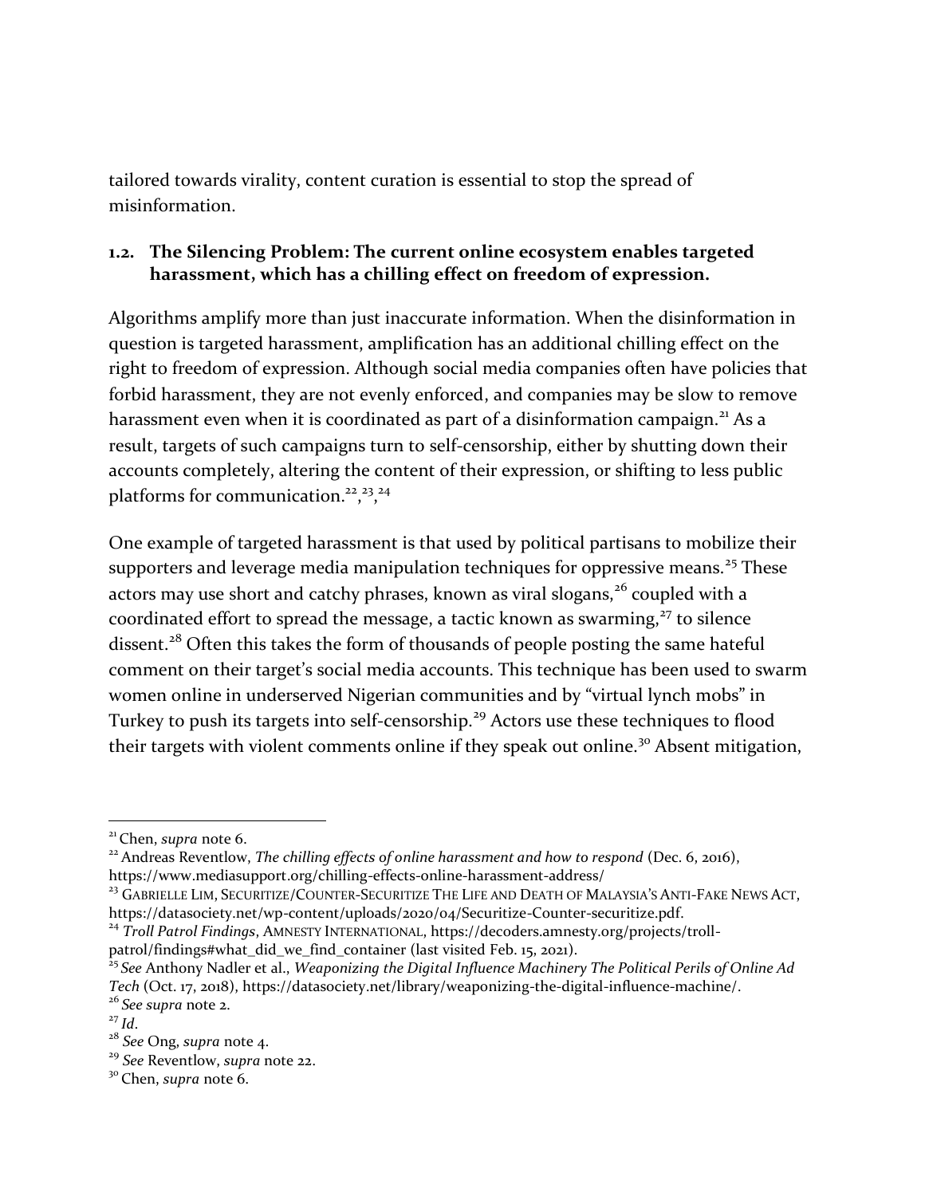tailored towards virality, content curation is essential to stop the spread of misinformation.

### 1.2. The Silencing Problem: The current online ecosystem enables targeted harassment, which has a chilling effect on freedom of expression.

Algorithms amplify more than just inaccurate information. When the disinformation in question is targeted harassment, amplification has an additional chilling effect on the right to freedom of expression. Although social media companies often have policies that forbid harassment, they are not evenly enforced, and companies may be slow to remove harassment even when it is coordinated as part of a disinformation campaign.[21] As a result, targets of such campaigns turn to self-censorship, either by shutting down their accounts completely, altering the content of their expression, or shifting to less public platforms for communication.[22],[23],[24]

One example of targeted harassment is that used by political partisans to mobilize their supporters and leverage media manipulation techniques for oppressive means.[25] These actors may use short and catchy phrases, known as viral slogans,[26] coupled with a coordinated effort to spread the message, a tactic known as swarming,[27] to silence dissent.[28] Often this takes the form of thousands of people posting the same hateful comment on their target's social media accounts. This technique has been used to swarm women online in underserved Nigerian communities and by "virtual lynch mobs" in Turkey to push its targets into self-censorship.[29] Actors use these techniques to flood their targets with violent comments online if they speak out online.[30] Absent mitigation,

---

[21] Chen, *supra* note 6.

[22] Andreas Reventlow, *The chilling effects of online harassment and how to respond* (Dec. 6, 2016), https://www.mediasupport.org/chilling-effects-online-harassment-address/

[23] Gabrielle Lim, Securitize/Counter-Securitize The Life and Death of Malaysia's Anti-Fake News Act, https://datasociety.net/wp-content/uploads/2020/04/Securitize-Counter-securitize.pdf.

[24] *Troll Patrol Findings*, Amnesty International, https://decoders.amnesty.org/projects/troll-patrol/findings#what_did_we_find_container (last visited Feb. 15, 2021).

[25] *See* Anthony Nadler et al., *Weaponizing the Digital Influence Machinery The Political Perils of Online Ad Tech* (Oct. 17, 2018), https://datasociety.net/library/weaponizing-the-digital-influence-machine/.

[26] *See supra* note 2.

[27] *Id*.

[28] *See* Ong, *supra* note 4.

[29] *See* Reventlow, *supra* note 22.

[30] Chen, *supra* note 6.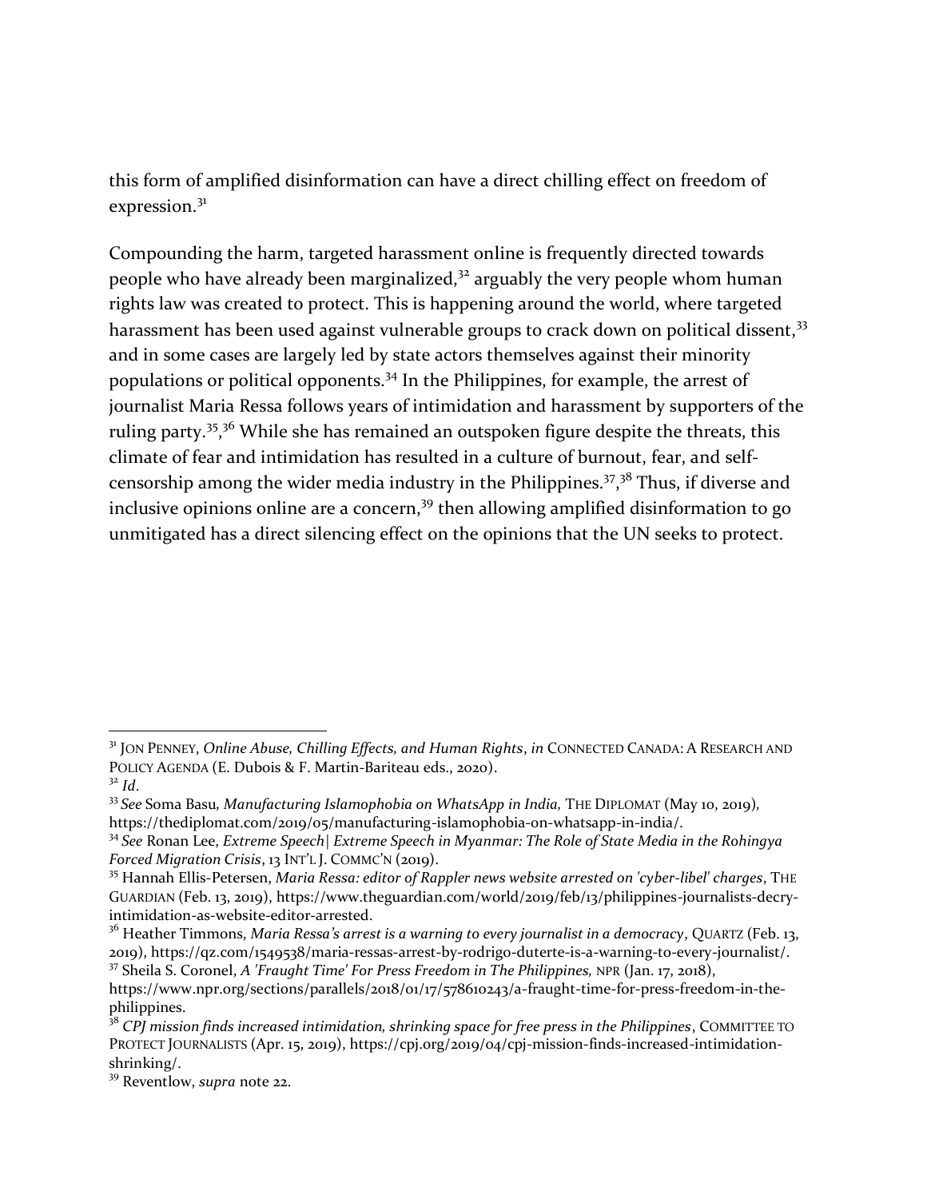this form of amplified disinformation can have a direct chilling effect on freedom of expression.[31]

Compounding the harm, targeted harassment online is frequently directed towards people who have already been marginalized,[32] arguably the very people whom human rights law was created to protect. This is happening around the world, where targeted harassment has been used against vulnerable groups to crack down on political dissent,[33] and in some cases are largely led by state actors themselves against their minority populations or political opponents.[34] In the Philippines, for example, the arrest of journalist Maria Ressa follows years of intimidation and harassment by supporters of the ruling party.[35],[36] While she has remained an outspoken figure despite the threats, this climate of fear and intimidation has resulted in a culture of burnout, fear, and self-censorship among the wider media industry in the Philippines.[37],[38] Thus, if diverse and inclusive opinions online are a concern,[39] then allowing amplified disinformation to go unmitigated has a direct silencing effect on the opinions that the UN seeks to protect.

---

[31] JON PENNEY, *Online Abuse, Chilling Effects, and Human Rights*, *in* CONNECTED CANADA: A RESEARCH AND POLICY AGENDA (E. Dubois & F. Martin-Bariteau eds., 2020).

[32] *Id*.

[33] *See* Soma Basu, *Manufacturing Islamophobia on WhatsApp in India,* THE DIPLOMAT (May 10, 2019), https://thediplomat.com/2019/05/manufacturing-islamophobia-on-whatsapp-in-india/.

[34] *See* Ronan Lee, *Extreme Speech| Extreme Speech in Myanmar: The Role of State Media in the Rohingya Forced Migration Crisis*, 13 INT'L J. COMMC'N (2019).

[35] Hannah Ellis-Petersen, *Maria Ressa: editor of Rappler news website arrested on 'cyber-libel' charges*, THE GUARDIAN (Feb. 13, 2019), https://www.theguardian.com/world/2019/feb/13/philippines-journalists-decry-intimidation-as-website-editor-arrested.

[36] Heather Timmons, *Maria Ressa's arrest is a warning to every journalist in a democracy*, QUARTZ (Feb. 13, 2019), https://qz.com/1549538/maria-ressas-arrest-by-rodrigo-duterte-is-a-warning-to-every-journalist/.

[37] Sheila S. Coronel, *A 'Fraught Time' For Press Freedom in The Philippines,* NPR (Jan. 17, 2018), https://www.npr.org/sections/parallels/2018/01/17/578610243/a-fraught-time-for-press-freedom-in-the-philippines.

[38] *CPJ mission finds increased intimidation, shrinking space for free press in the Philippines*, COMMITTEE TO PROTECT JOURNALISTS (Apr. 15, 2019), https://cpj.org/2019/04/cpj-mission-finds-increased-intimidation-shrinking/.

[39] Reventlow, *supra* note 22.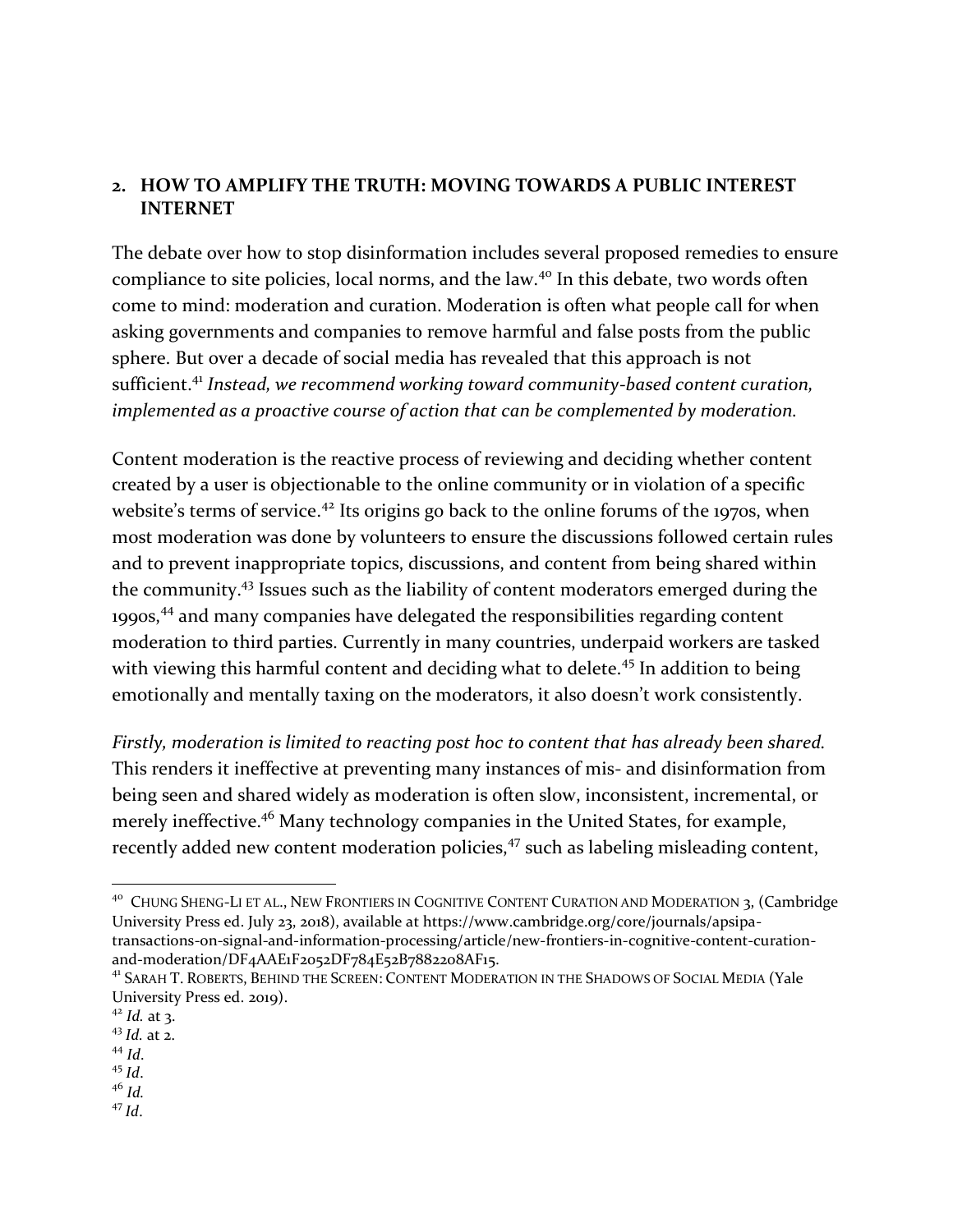## 2. HOW TO AMPLIFY THE TRUTH: MOVING TOWARDS A PUBLIC INTEREST INTERNET

The debate over how to stop disinformation includes several proposed remedies to ensure compliance to site policies, local norms, and the law.[40] In this debate, two words often come to mind: moderation and curation. Moderation is often what people call for when asking governments and companies to remove harmful and false posts from the public sphere. But over a decade of social media has revealed that this approach is not sufficient.[41] *Instead, we recommend working toward community-based content curation, implemented as a proactive course of action that can be complemented by moderation.*

Content moderation is the reactive process of reviewing and deciding whether content created by a user is objectionable to the online community or in violation of a specific website's terms of service.[42] Its origins go back to the online forums of the 1970s, when most moderation was done by volunteers to ensure the discussions followed certain rules and to prevent inappropriate topics, discussions, and content from being shared within the community.[43] Issues such as the liability of content moderators emerged during the 1990s,[44] and many companies have delegated the responsibilities regarding content moderation to third parties. Currently in many countries, underpaid workers are tasked with viewing this harmful content and deciding what to delete.[45] In addition to being emotionally and mentally taxing on the moderators, it also doesn't work consistently.

*Firstly, moderation is limited to reacting post hoc to content that has already been shared.* This renders it ineffective at preventing many instances of mis- and disinformation from being seen and shared widely as moderation is often slow, inconsistent, incremental, or merely ineffective.[46] Many technology companies in the United States, for example, recently added new content moderation policies,[47] such as labeling misleading content,

---

[40] CHUNG SHENG-LI ET AL., NEW FRONTIERS IN COGNITIVE CONTENT CURATION AND MODERATION 3, (Cambridge University Press ed. July 23, 2018), available at https://www.cambridge.org/core/journals/apsipa-transactions-on-signal-and-information-processing/article/new-frontiers-in-cognitive-content-curation-and-moderation/DF4AAE1F2052DF784E52B7882208AF15.

[41] SARAH T. ROBERTS, BEHIND THE SCREEN: CONTENT MODERATION IN THE SHADOWS OF SOCIAL MEDIA (Yale University Press ed. 2019).

[42] *Id.* at 3.

[43] *Id.* at 2.

[44] *Id*.

[45] *Id*.

[46] *Id.*

[47] *Id*.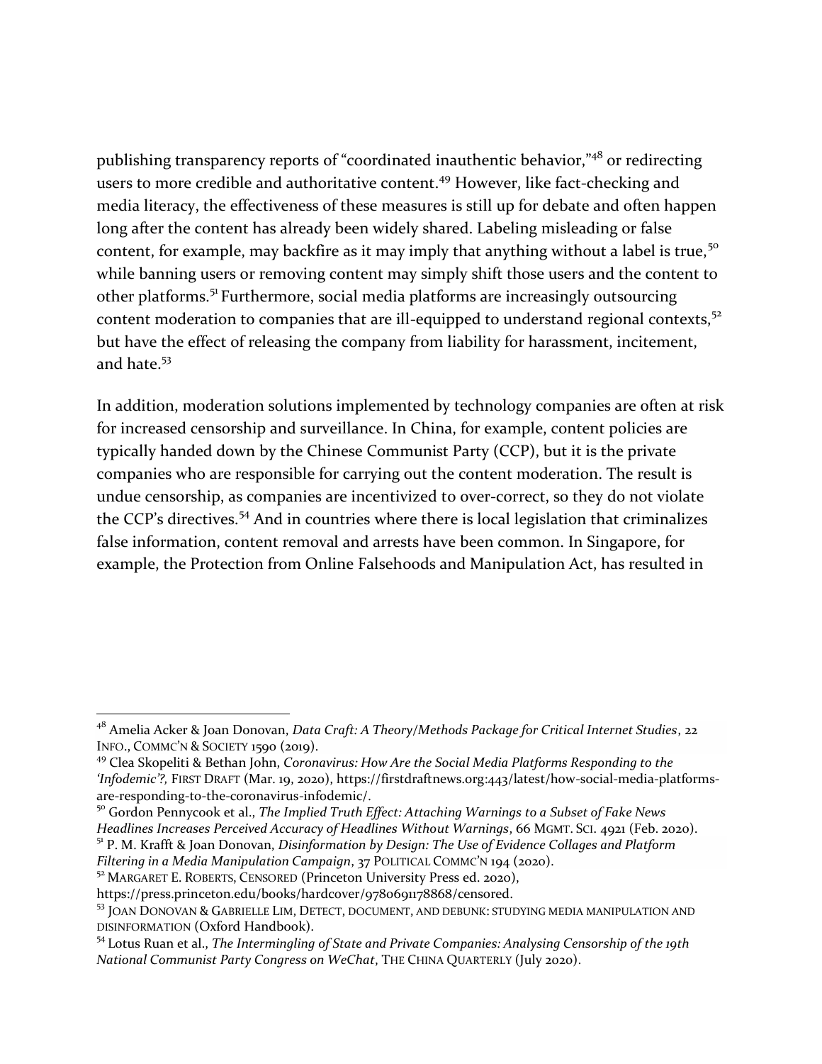publishing transparency reports of "coordinated inauthentic behavior,"[48] or redirecting users to more credible and authoritative content.[49] However, like fact-checking and media literacy, the effectiveness of these measures is still up for debate and often happen long after the content has already been widely shared. Labeling misleading or false content, for example, may backfire as it may imply that anything without a label is true,[50] while banning users or removing content may simply shift those users and the content to other platforms.[51] Furthermore, social media platforms are increasingly outsourcing content moderation to companies that are ill-equipped to understand regional contexts,[52] but have the effect of releasing the company from liability for harassment, incitement, and hate.[53]

In addition, moderation solutions implemented by technology companies are often at risk for increased censorship and surveillance. In China, for example, content policies are typically handed down by the Chinese Communist Party (CCP), but it is the private companies who are responsible for carrying out the content moderation. The result is undue censorship, as companies are incentivized to over-correct, so they do not violate the CCP's directives.[54] And in countries where there is local legislation that criminalizes false information, content removal and arrests have been common. In Singapore, for example, the Protection from Online Falsehoods and Manipulation Act, has resulted in

---

[48] Amelia Acker & Joan Donovan, *Data Craft: A Theory/Methods Package for Critical Internet Studies*, 22 INFO., COMMC'N & SOCIETY 1590 (2019).

[49] Clea Skopeliti & Bethan John, *Coronavirus: How Are the Social Media Platforms Responding to the 'Infodemic'?*, FIRST DRAFT (Mar. 19, 2020), https://firstdraftnews.org:443/latest/how-social-media-platforms-are-responding-to-the-coronavirus-infodemic/.

[50] Gordon Pennycook et al., *The Implied Truth Effect: Attaching Warnings to a Subset of Fake News Headlines Increases Perceived Accuracy of Headlines Without Warnings*, 66 MGMT. SCI. 4921 (Feb. 2020).

[51] P. M. Krafft & Joan Donovan, *Disinformation by Design: The Use of Evidence Collages and Platform Filtering in a Media Manipulation Campaign*, 37 POLITICAL COMMC'N 194 (2020).

[52] MARGARET E. ROBERTS, CENSORED (Princeton University Press ed. 2020), https://press.princeton.edu/books/hardcover/9780691178868/censored.

[53] JOAN DONOVAN & GABRIELLE LIM, DETECT, DOCUMENT, AND DEBUNK: STUDYING MEDIA MANIPULATION AND DISINFORMATION (Oxford Handbook).

[54] Lotus Ruan et al., *The Intermingling of State and Private Companies: Analysing Censorship of the 19th National Communist Party Congress on WeChat*, THE CHINA QUARTERLY (July 2020).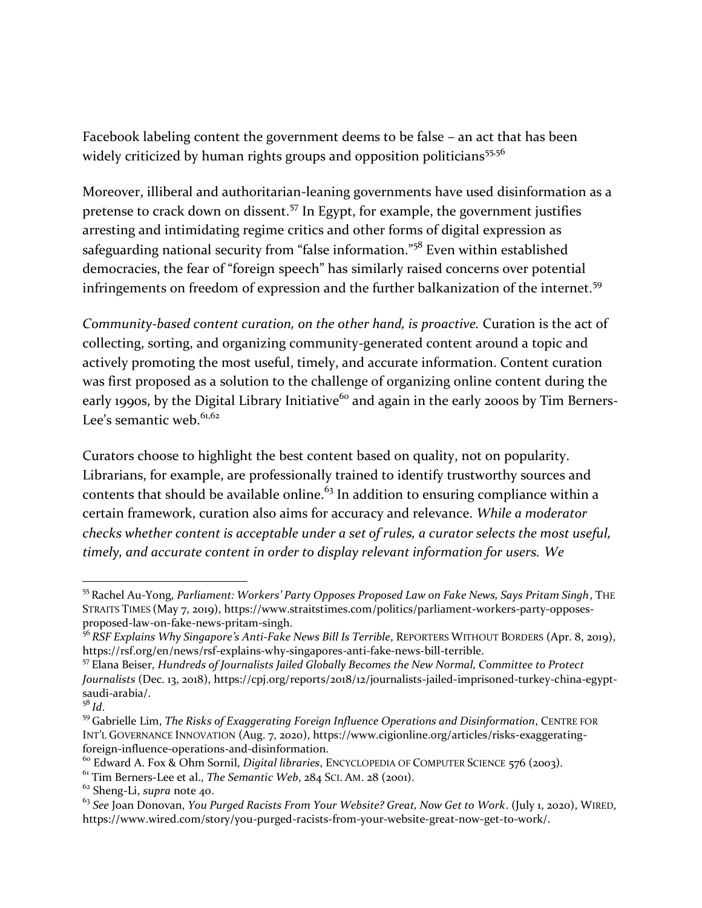Facebook labeling content the government deems to be false – an act that has been widely criticized by human rights groups and opposition politicians[55,56]

Moreover, illiberal and authoritarian-leaning governments have used disinformation as a pretense to crack down on dissent.[57] In Egypt, for example, the government justifies arresting and intimidating regime critics and other forms of digital expression as safeguarding national security from "false information."[58] Even within established democracies, the fear of "foreign speech" has similarly raised concerns over potential infringements on freedom of expression and the further balkanization of the internet.[59]

*Community-based content curation, on the other hand, is proactive.* Curation is the act of collecting, sorting, and organizing community-generated content around a topic and actively promoting the most useful, timely, and accurate information. Content curation was first proposed as a solution to the challenge of organizing online content during the early 1990s, by the Digital Library Initiative[60] and again in the early 2000s by Tim Berners-Lee's semantic web.[61,62]

Curators choose to highlight the best content based on quality, not on popularity. Librarians, for example, are professionally trained to identify trustworthy sources and contents that should be available online.[63] In addition to ensuring compliance within a certain framework, curation also aims for accuracy and relevance. *While a moderator checks whether content is acceptable under a set of rules, a curator selects the most useful, timely, and accurate content in order to display relevant information for users. We*

---

[55] Rachel Au-Yong, *Parliament: Workers' Party Opposes Proposed Law on Fake News, Says Pritam Singh*, THE STRAITS TIMES (May 7, 2019), https://www.straitstimes.com/politics/parliament-workers-party-opposes-proposed-law-on-fake-news-pritam-singh.

[56] *RSF Explains Why Singapore's Anti-Fake News Bill Is Terrible*, REPORTERS WITHOUT BORDERS (Apr. 8, 2019), https://rsf.org/en/news/rsf-explains-why-singapores-anti-fake-news-bill-terrible.

[57] Elana Beiser, *Hundreds of Journalists Jailed Globally Becomes the New Normal, Committee to Protect Journalists* (Dec. 13, 2018), https://cpj.org/reports/2018/12/journalists-jailed-imprisoned-turkey-china-egypt-saudi-arabia/.

[58] *Id*.

[59] Gabrielle Lim, *The Risks of Exaggerating Foreign Influence Operations and Disinformation*, CENTRE FOR INT'L GOVERNANCE INNOVATION (Aug. 7, 2020), https://www.cigionline.org/articles/risks-exaggerating-foreign-influence-operations-and-disinformation.

[60] Edward A. Fox & Ohm Sornil, *Digital libraries*, ENCYCLOPEDIA OF COMPUTER SCIENCE 576 (2003).

[61] Tim Berners-Lee et al., *The Semantic Web*, 284 SCI. AM. 28 (2001).

[62] Sheng-Li, *supra* note 40.

[63] *See* Joan Donovan, *You Purged Racists From Your Website? Great, Now Get to Work*. (July 1, 2020), WIRED, https://www.wired.com/story/you-purged-racists-from-your-website-great-now-get-to-work/.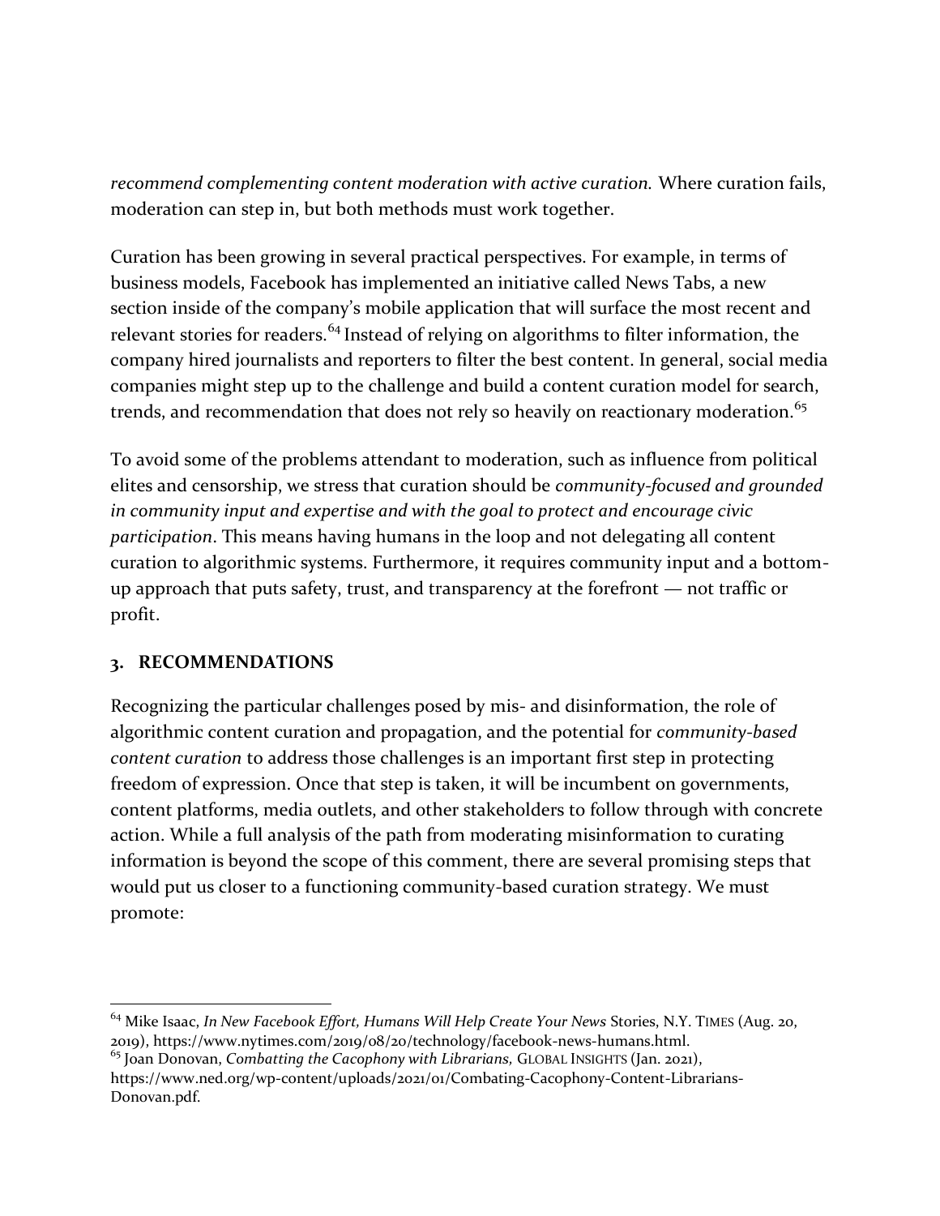*recommend complementing content moderation with active curation.* Where curation fails, moderation can step in, but both methods must work together.

Curation has been growing in several practical perspectives. For example, in terms of business models, Facebook has implemented an initiative called News Tabs, a new section inside of the company's mobile application that will surface the most recent and relevant stories for readers.[64] Instead of relying on algorithms to filter information, the company hired journalists and reporters to filter the best content. In general, social media companies might step up to the challenge and build a content curation model for search, trends, and recommendation that does not rely so heavily on reactionary moderation.[65]

To avoid some of the problems attendant to moderation, such as influence from political elites and censorship, we stress that curation should be *community-focused and grounded in community input and expertise and with the goal to protect and encourage civic participation*. This means having humans in the loop and not delegating all content curation to algorithmic systems. Furthermore, it requires community input and a bottom-up approach that puts safety, trust, and transparency at the forefront — not traffic or profit.

## 3. RECOMMENDATIONS

Recognizing the particular challenges posed by mis- and disinformation, the role of algorithmic content curation and propagation, and the potential for *community-based content curation* to address those challenges is an important first step in protecting freedom of expression. Once that step is taken, it will be incumbent on governments, content platforms, media outlets, and other stakeholders to follow through with concrete action. While a full analysis of the path from moderating misinformation to curating information is beyond the scope of this comment, there are several promising steps that would put us closer to a functioning community-based curation strategy. We must promote:

---

[64] Mike Isaac, *In New Facebook Effort, Humans Will Help Create Your News* Stories, N.Y. TIMES (Aug. 20, 2019), https://www.nytimes.com/2019/08/20/technology/facebook-news-humans.html.

[65] Joan Donovan, *Combatting the Cacophony with Librarians,* GLOBAL INSIGHTS (Jan. 2021), https://www.ned.org/wp-content/uploads/2021/01/Combating-Cacophony-Content-Librarians-Donovan.pdf.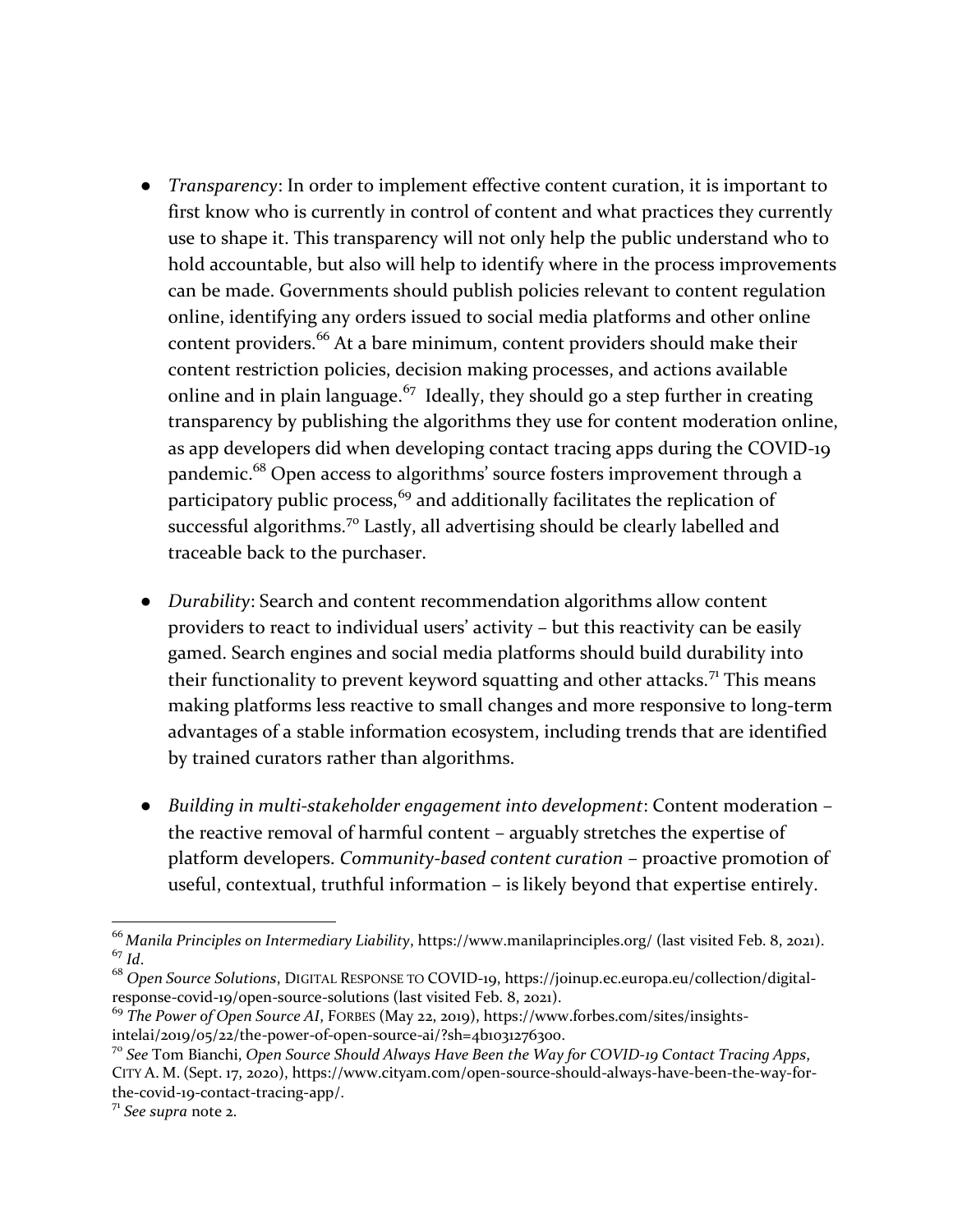- *Transparency*: In order to implement effective content curation, it is important to first know who is currently in control of content and what practices they currently use to shape it. This transparency will not only help the public understand who to hold accountable, but also will help to identify where in the process improvements can be made. Governments should publish policies relevant to content regulation online, identifying any orders issued to social media platforms and other online content providers.[66] At a bare minimum, content providers should make their content restriction policies, decision making processes, and actions available online and in plain language.[67] Ideally, they should go a step further in creating transparency by publishing the algorithms they use for content moderation online, as app developers did when developing contact tracing apps during the COVID-19 pandemic.[68] Open access to algorithms' source fosters improvement through a participatory public process,[69] and additionally facilitates the replication of successful algorithms.[70] Lastly, all advertising should be clearly labelled and traceable back to the purchaser.

- *Durability*: Search and content recommendation algorithms allow content providers to react to individual users' activity – but this reactivity can be easily gamed. Search engines and social media platforms should build durability into their functionality to prevent keyword squatting and other attacks.[71] This means making platforms less reactive to small changes and more responsive to long-term advantages of a stable information ecosystem, including trends that are identified by trained curators rather than algorithms.

- *Building in multi-stakeholder engagement into development*: Content moderation – the reactive removal of harmful content – arguably stretches the expertise of platform developers. *Community-based content curation* – proactive promotion of useful, contextual, truthful information – is likely beyond that expertise entirely.

---

[66] *Manila Principles on Intermediary Liability*, https://www.manilaprinciples.org/ (last visited Feb. 8, 2021).

[67] *Id*.

[68] *Open Source Solutions*, DIGITAL RESPONSE TO COVID-19, https://joinup.ec.europa.eu/collection/digital-response-covid-19/open-source-solutions (last visited Feb. 8, 2021).

[69] *The Power of Open Source AI*, FORBES (May 22, 2019), https://www.forbes.com/sites/insights-intelai/2019/05/22/the-power-of-open-source-ai/?sh=4b1031276300.

[70] *See* Tom Bianchi, *Open Source Should Always Have Been the Way for COVID-19 Contact Tracing Apps*, CITY A. M. (Sept. 17, 2020), https://www.cityam.com/open-source-should-always-have-been-the-way-for-the-covid-19-contact-tracing-app/.

[71] *See supra* note 2.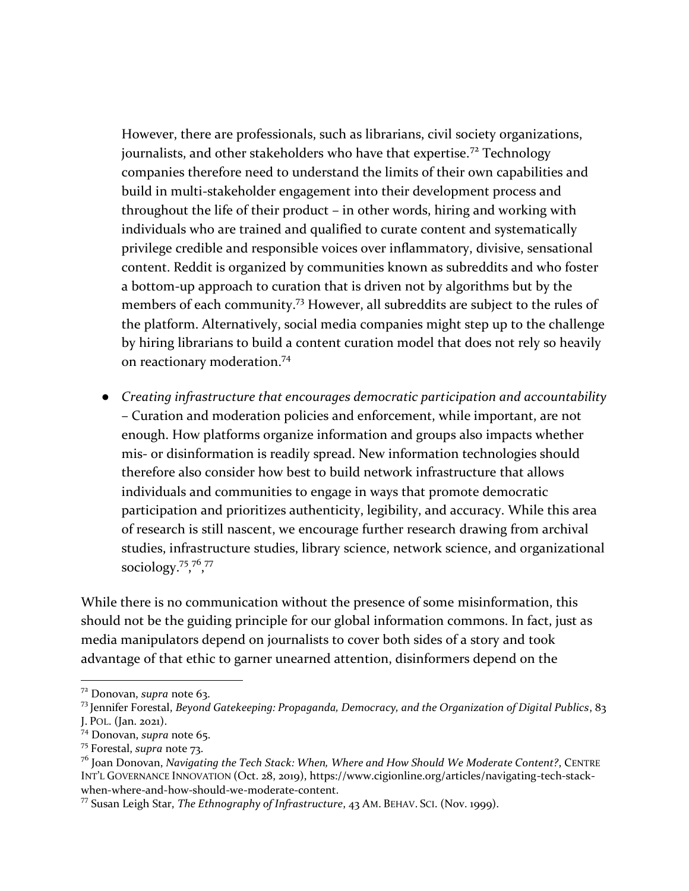However, there are professionals, such as librarians, civil society organizations, journalists, and other stakeholders who have that expertise.[72] Technology companies therefore need to understand the limits of their own capabilities and build in multi-stakeholder engagement into their development process and throughout the life of their product – in other words, hiring and working with individuals who are trained and qualified to curate content and systematically privilege credible and responsible voices over inflammatory, divisive, sensational content. Reddit is organized by communities known as subreddits and who foster a bottom-up approach to curation that is driven not by algorithms but by the members of each community.[73] However, all subreddits are subject to the rules of the platform. Alternatively, social media companies might step up to the challenge by hiring librarians to build a content curation model that does not rely so heavily on reactionary moderation.[74]

- *Creating infrastructure that encourages democratic participation and accountability* – Curation and moderation policies and enforcement, while important, are not enough. How platforms organize information and groups also impacts whether mis- or disinformation is readily spread. New information technologies should therefore also consider how best to build network infrastructure that allows individuals and communities to engage in ways that promote democratic participation and prioritizes authenticity, legibility, and accuracy. While this area of research is still nascent, we encourage further research drawing from archival studies, infrastructure studies, library science, network science, and organizational sociology.[75],[76],[77]

While there is no communication without the presence of some misinformation, this should not be the guiding principle for our global information commons. In fact, just as media manipulators depend on journalists to cover both sides of a story and took advantage of that ethic to garner unearned attention, disinformers depend on the

---

[72] Donovan, *supra* note 63.

[73] Jennifer Forestal, *Beyond Gatekeeping: Propaganda, Democracy, and the Organization of Digital Publics*, 83 J. POL. (Jan. 2021).

[74] Donovan, *supra* note 65.

[75] Forestal, *supra* note 73.

[76] Joan Donovan, *Navigating the Tech Stack: When, Where and How Should We Moderate Content?*, CENTRE INT'L GOVERNANCE INNOVATION (Oct. 28, 2019), https://www.cigionline.org/articles/navigating-tech-stack-when-where-and-how-should-we-moderate-content.

[77] Susan Leigh Star, *The Ethnography of Infrastructure*, 43 AM. BEHAV. SCI. (Nov. 1999).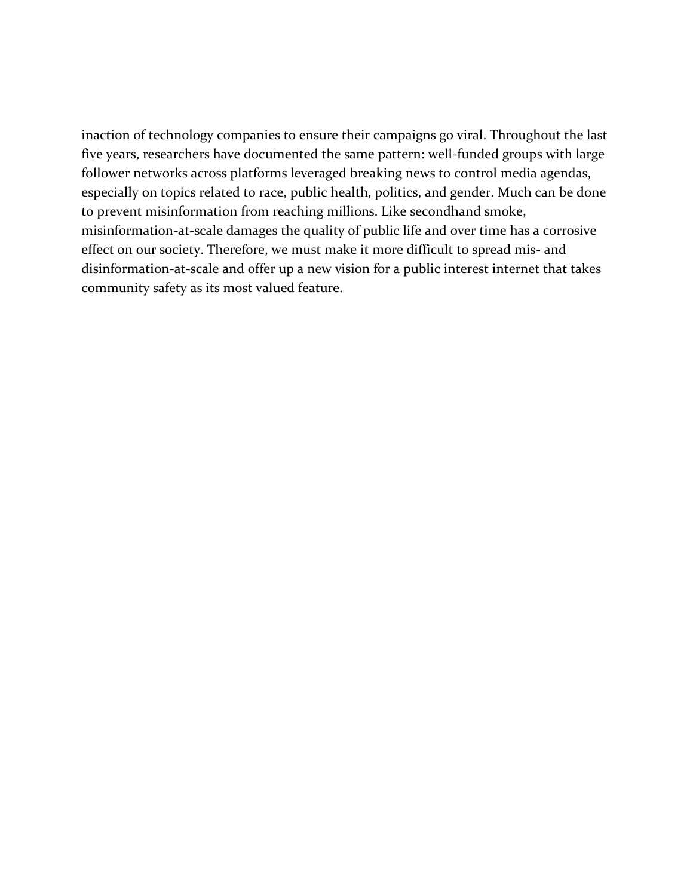inaction of technology companies to ensure their campaigns go viral. Throughout the last five years, researchers have documented the same pattern: well-funded groups with large follower networks across platforms leveraged breaking news to control media agendas, especially on topics related to race, public health, politics, and gender. Much can be done to prevent misinformation from reaching millions. Like secondhand smoke, misinformation-at-scale damages the quality of public life and over time has a corrosive effect on our society. Therefore, we must make it more difficult to spread mis- and disinformation-at-scale and offer up a new vision for a public interest internet that takes community safety as its most valued feature.